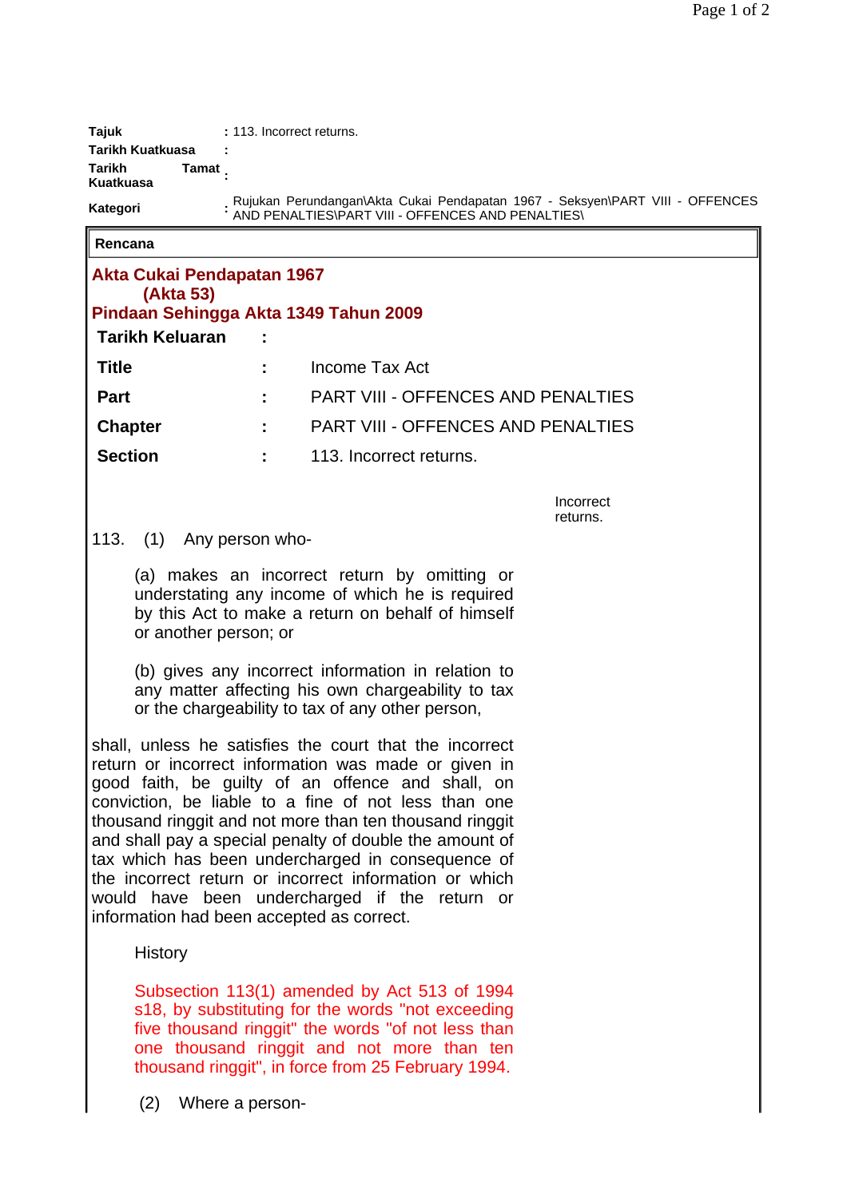| | |
|---|---|
| **Tajuk** | : 113. Incorrect returns. |
| **Tarikh Kuatkuasa** | : |
| **Tarikh Tamat Kuatkuasa** | : |
| **Kategori** | : Rujukan Perundangan\Akta Cukai Pendapatan 1967 - Seksyen\PART VIII - OFFENCES AND PENALTIES\PART VIII - OFFENCES AND PENALTIES\ |

**Rencana**

## Akta Cukai Pendapatan 1967
## (Akta 53)
## Pindaan Sehingga Akta 1349 Tahun 2009

| | | |
|---|---|---|
| **Tarikh Keluaran** | : | |
| **Title** | : | Income Tax Act |
| **Part** | : | PART VIII - OFFENCES AND PENALTIES |
| **Chapter** | : | PART VIII - OFFENCES AND PENALTIES |
| **Section** | : | 113. Incorrect returns. |

Incorrect returns.

113. (1) Any person who-

(a) makes an incorrect return by omitting or understating any income of which he is required by this Act to make a return on behalf of himself or another person; or

(b) gives any incorrect information in relation to any matter affecting his own chargeability to tax or the chargeability to tax of any other person,

shall, unless he satisfies the court that the incorrect return or incorrect information was made or given in good faith, be guilty of an offence and shall, on conviction, be liable to a fine of not less than one thousand ringgit and not more than ten thousand ringgit and shall pay a special penalty of double the amount of tax which has been undercharged in consequence of the incorrect return or incorrect information or which would have been undercharged if the return or information had been accepted as correct.

History

Subsection 113(1) amended by Act 513 of 1994 s18, by substituting for the words "not exceeding five thousand ringgit" the words "of not less than one thousand ringgit and not more than ten thousand ringgit", in force from 25 February 1994.

(2) Where a person-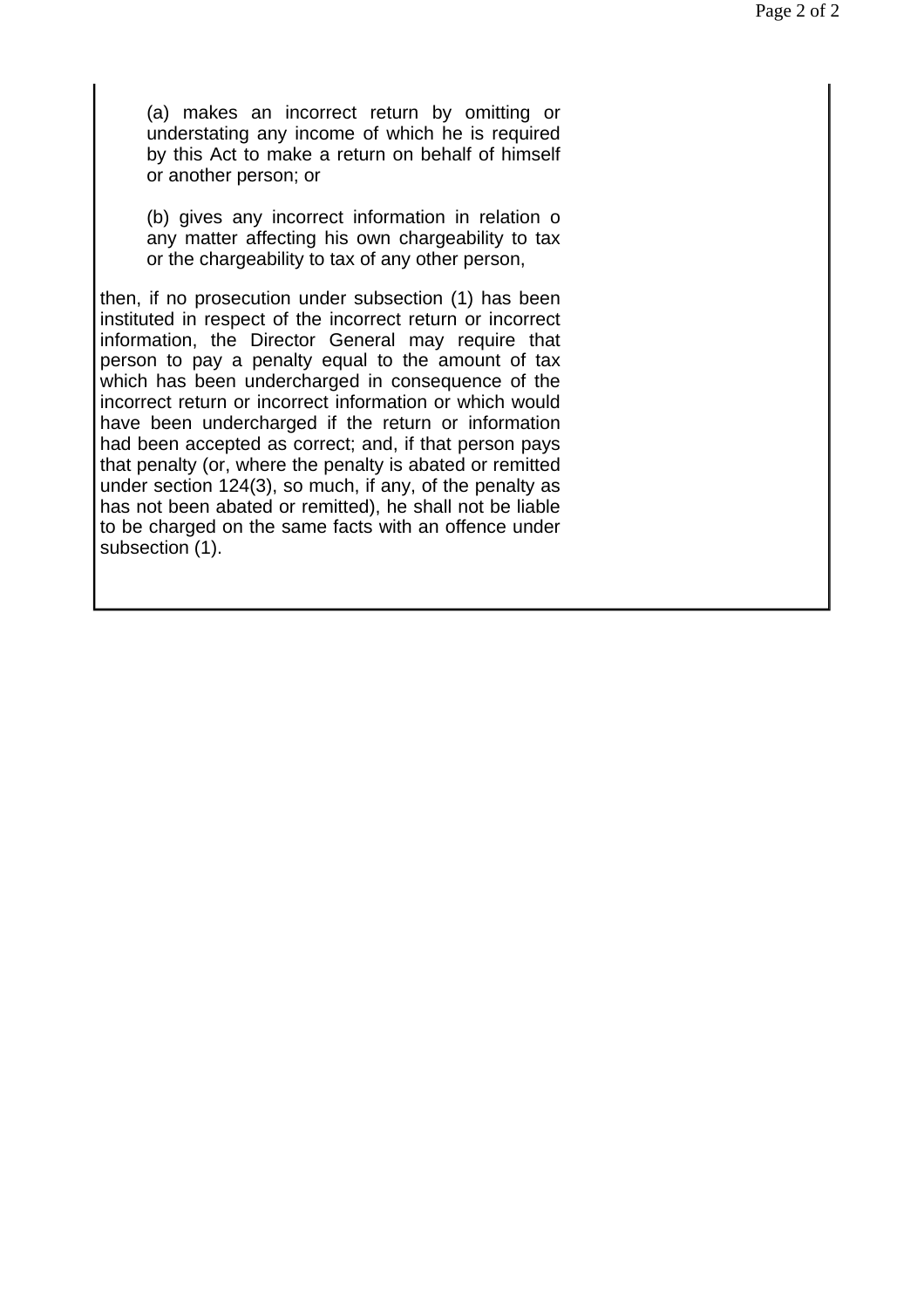(a) makes an incorrect return by omitting or understating any income of which he is required by this Act to make a return on behalf of himself or another person; or

(b) gives any incorrect information in relation o any matter affecting his own chargeability to tax or the chargeability to tax of any other person,

then, if no prosecution under subsection (1) has been instituted in respect of the incorrect return or incorrect information, the Director General may require that person to pay a penalty equal to the amount of tax which has been undercharged in consequence of the incorrect return or incorrect information or which would have been undercharged if the return or information had been accepted as correct; and, if that person pays that penalty (or, where the penalty is abated or remitted under section 124(3), so much, if any, of the penalty as has not been abated or remitted), he shall not be liable to be charged on the same facts with an offence under subsection (1).